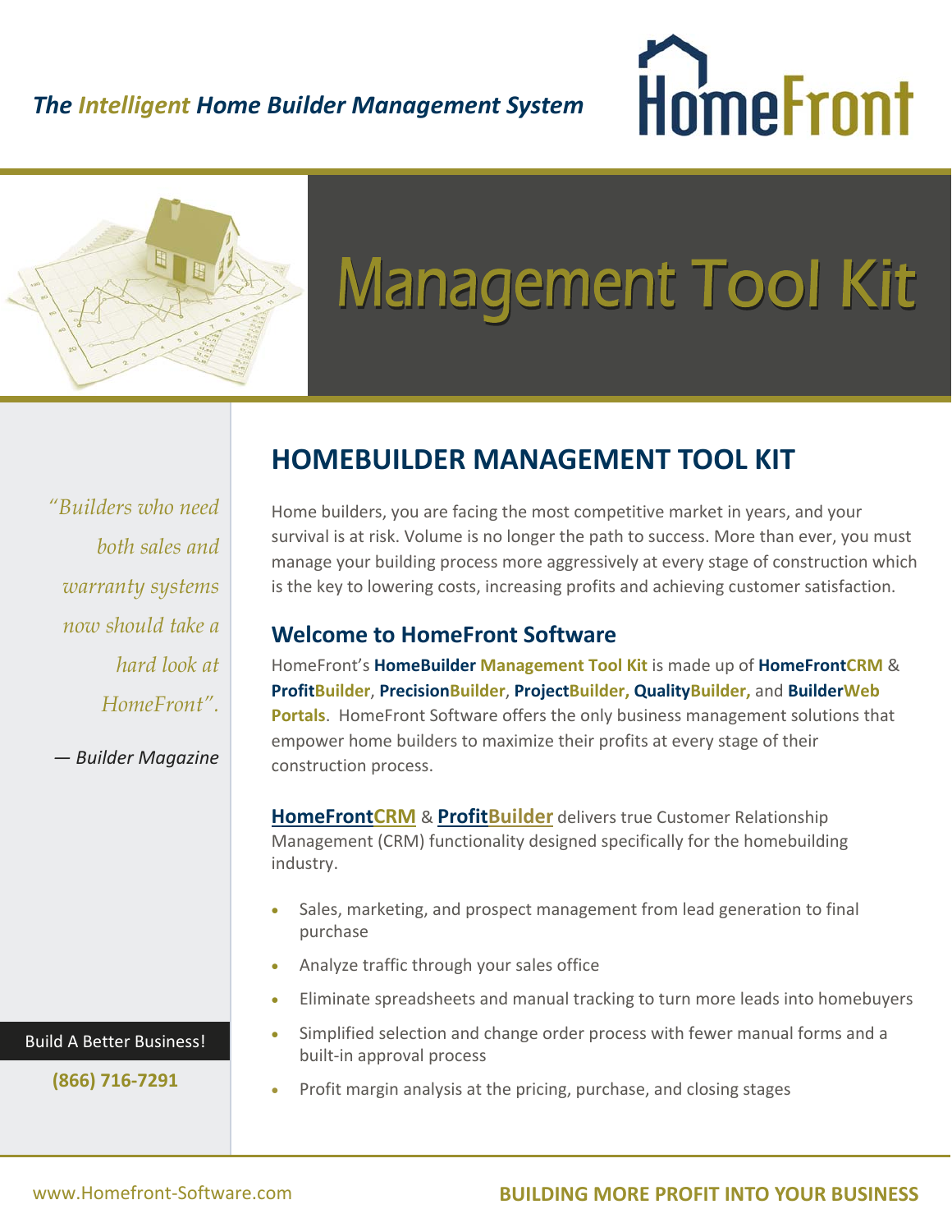*The Intelligent Home Builder Management System*

HomeFront

# Management Tool Kit

*"Builders who need both sales and warranty systems now should take a hard look at HomeFront".*

*— Builder Magazine*

Build A Better Business!

**(866) 716-7291**

## HOMEBUILDER MANAGEMENT TOOL KIT

Home builders, you are facing the most competitive market in years, and your survival is at risk. Volume is no longer the path to success. More than ever, you must manage your building process more aggressively at every stage of construction which is the key to lowering costs, increasing profits and achieving customer satisfaction.

### Welcome to HomeFront Software

HomeFront's **HomeBuilder Management Tool Kit** is made up of **HomeFrontCRM** & **ProfitBuilder**, **PrecisionBuilder**, **ProjectBuilder, QualityBuilder,** and **BuilderWeb Portals**. HomeFront Software offers the only business management solutions that empower home builders to maximize their profits at every stage of their construction process.

**HomeFrontCRM** & **ProfitBuilder** delivers true Customer Relationship Management (CRM) functionality designed specifically for the homebuilding industry.

- Sales, marketing, and prospect management from lead generation to final purchase
- Analyze traffic through your sales office
- Eliminate spreadsheets and manual tracking to turn more leads into homebuyers
- Simplified selection and change order process with fewer manual forms and a built-in approval process
- Profit margin analysis at the pricing, purchase, and closing stages

www.Homefront-Software.com

**BUILDING MORE PROFIT INTO YOUR BUSINESS**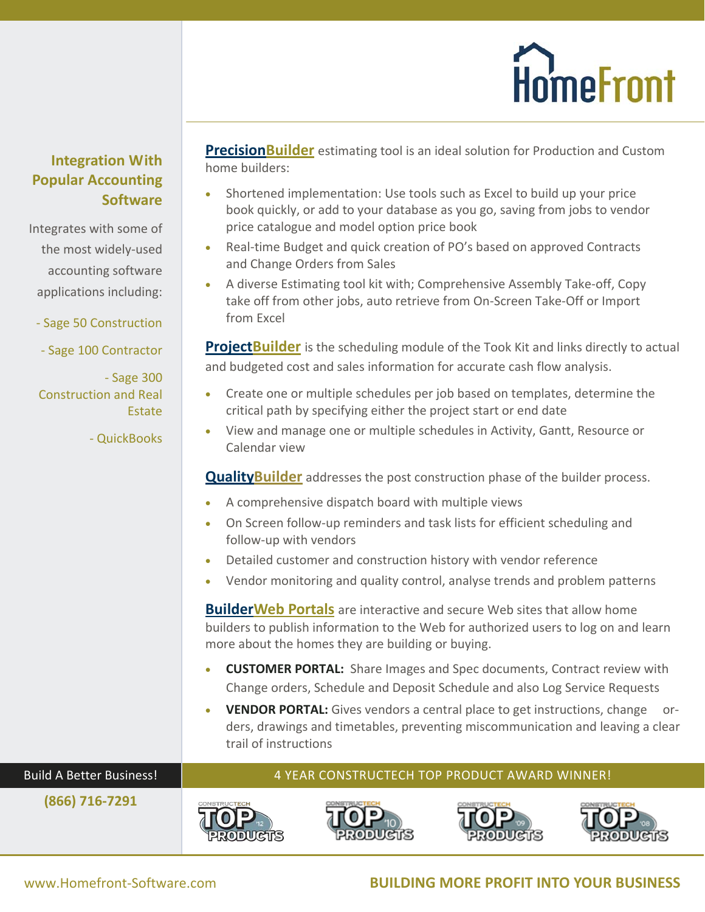# HomeFront

## Integration With Popular Accounting Software

Integrates with some of the most widely-used accounting software applications including:

- Sage 50 Construction
- Sage 100 Contractor
- Sage 300 Construction and Real Estate
- QuickBooks

**PrecisionBuilder** estimating tool is an ideal solution for Production and Custom home builders:

- Shortened implementation: Use tools such as Excel to build up your price book quickly, or add to your database as you go, saving from jobs to vendor price catalogue and model option price book
- Real-time Budget and quick creation of PO's based on approved Contracts and Change Orders from Sales
- A diverse Estimating tool kit with; Comprehensive Assembly Take-off, Copy take off from other jobs, auto retrieve from On-Screen Take-Off or Import from Excel

**ProjectBuilder** is the scheduling module of the Took Kit and links directly to actual and budgeted cost and sales information for accurate cash flow analysis.

- Create one or multiple schedules per job based on templates, determine the critical path by specifying either the project start or end date
- View and manage one or multiple schedules in Activity, Gantt, Resource or Calendar view

**QualityBuilder** addresses the post construction phase of the builder process.

- A comprehensive dispatch board with multiple views
- On Screen follow-up reminders and task lists for efficient scheduling and follow-up with vendors
- Detailed customer and construction history with vendor reference
- Vendor monitoring and quality control, analyse trends and problem patterns

**BuilderWeb Portals** are interactive and secure Web sites that allow home builders to publish information to the Web for authorized users to log on and learn more about the homes they are building or buying.

- **CUSTOMER PORTAL:** Share Images and Spec documents, Contract review with Change orders, Schedule and Deposit Schedule and also Log Service Requests
- **VENDOR PORTAL:** Gives vendors a central place to get instructions, change orders, drawings and timetables, preventing miscommunication and leaving a clear trail of instructions

Build A Better Business!

**(866) 716-7291**

4 YEAR CONSTRUCTECH TOP PRODUCT AWARD WINNER!

CONSTRUCTECH TOP PRODUCTS '12

CONSTRUCTECH TOP PRODUCTS '10

CONSTRUCTECH TOP PRODUCTS '09

CONSTRUCTECH TOP PRODUCTS '08

www.Homefront-Software.com

**BUILDING MORE PROFIT INTO YOUR BUSINESS**